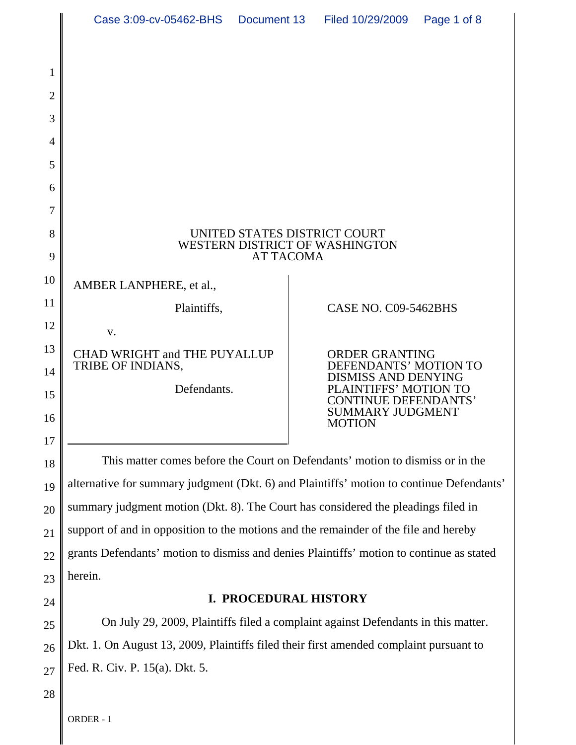UNITED STATES DISTRICT COURT
WESTERN DISTRICT OF WASHINGTON
AT TACOMA

AMBER LANPHERE, et al.,

Plaintiffs,

v.

CHAD WRIGHT and THE PUYALLUP TRIBE OF INDIANS,

Defendants.

CASE NO. C09-5462BHS

ORDER GRANTING DEFENDANTS' MOTION TO DISMISS AND DENYING PLAINTIFFS' MOTION TO CONTINUE DEFENDANTS' SUMMARY JUDGMENT MOTION

This matter comes before the Court on Defendants' motion to dismiss or in the alternative for summary judgment (Dkt. 6) and Plaintiffs' motion to continue Defendants' summary judgment motion (Dkt. 8). The Court has considered the pleadings filed in support of and in opposition to the motions and the remainder of the file and hereby grants Defendants' motion to dismiss and denies Plaintiffs' motion to continue as stated herein.

## I. PROCEDURAL HISTORY

On July 29, 2009, Plaintiffs filed a complaint against Defendants in this matter. Dkt. 1. On August 13, 2009, Plaintiffs filed their first amended complaint pursuant to Fed. R. Civ. P. 15(a). Dkt. 5.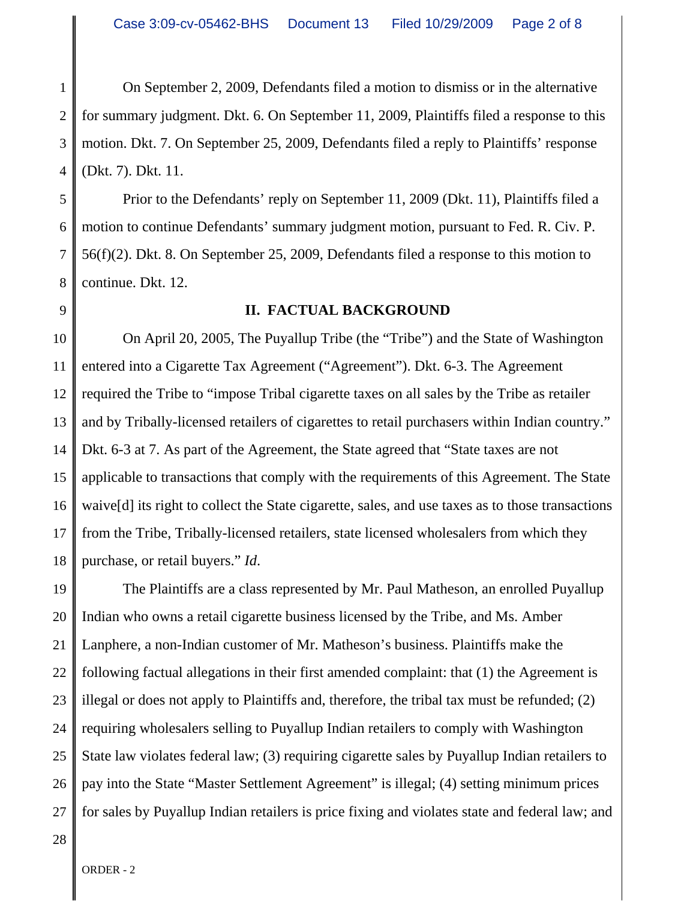On September 2, 2009, Defendants filed a motion to dismiss or in the alternative for summary judgment. Dkt. 6. On September 11, 2009, Plaintiffs filed a response to this motion. Dkt. 7. On September 25, 2009, Defendants filed a reply to Plaintiffs' response (Dkt. 7). Dkt. 11.

Prior to the Defendants' reply on September 11, 2009 (Dkt. 11), Plaintiffs filed a motion to continue Defendants' summary judgment motion, pursuant to Fed. R. Civ. P. 56(f)(2). Dkt. 8. On September 25, 2009, Defendants filed a response to this motion to continue. Dkt. 12.

## II. FACTUAL BACKGROUND

On April 20, 2005, The Puyallup Tribe (the "Tribe") and the State of Washington entered into a Cigarette Tax Agreement ("Agreement"). Dkt. 6-3. The Agreement required the Tribe to "impose Tribal cigarette taxes on all sales by the Tribe as retailer and by Tribally-licensed retailers of cigarettes to retail purchasers within Indian country." Dkt. 6-3 at 7. As part of the Agreement, the State agreed that "State taxes are not applicable to transactions that comply with the requirements of this Agreement. The State waive[d] its right to collect the State cigarette, sales, and use taxes as to those transactions from the Tribe, Tribally-licensed retailers, state licensed wholesalers from which they purchase, or retail buyers." *Id*.

The Plaintiffs are a class represented by Mr. Paul Matheson, an enrolled Puyallup Indian who owns a retail cigarette business licensed by the Tribe, and Ms. Amber Lanphere, a non-Indian customer of Mr. Matheson's business. Plaintiffs make the following factual allegations in their first amended complaint: that (1) the Agreement is illegal or does not apply to Plaintiffs and, therefore, the tribal tax must be refunded; (2) requiring wholesalers selling to Puyallup Indian retailers to comply with Washington State law violates federal law; (3) requiring cigarette sales by Puyallup Indian retailers to pay into the State "Master Settlement Agreement" is illegal; (4) setting minimum prices for sales by Puyallup Indian retailers is price fixing and violates state and federal law; and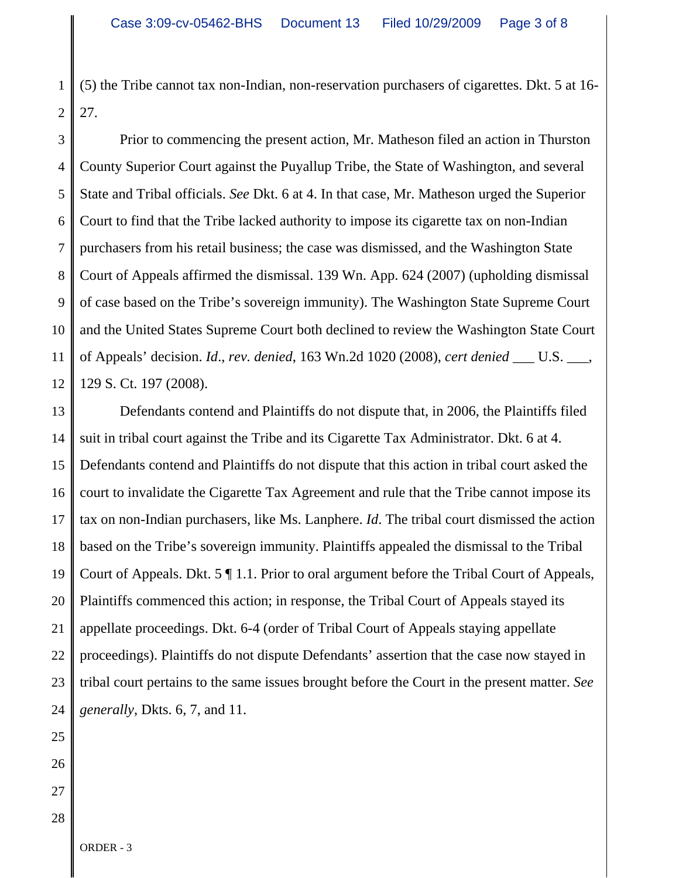(5) the Tribe cannot tax non-Indian, non-reservation purchasers of cigarettes. Dkt. 5 at 16-27.

Prior to commencing the present action, Mr. Matheson filed an action in Thurston County Superior Court against the Puyallup Tribe, the State of Washington, and several State and Tribal officials. *See* Dkt. 6 at 4. In that case, Mr. Matheson urged the Superior Court to find that the Tribe lacked authority to impose its cigarette tax on non-Indian purchasers from his retail business; the case was dismissed, and the Washington State Court of Appeals affirmed the dismissal. 139 Wn. App. 624 (2007) (upholding dismissal of case based on the Tribe's sovereign immunity). The Washington State Supreme Court and the United States Supreme Court both declined to review the Washington State Court of Appeals' decision. *Id*., *rev. denied*, 163 Wn.2d 1020 (2008), *cert denied* ___ U.S. ___, 129 S. Ct. 197 (2008).

Defendants contend and Plaintiffs do not dispute that, in 2006, the Plaintiffs filed suit in tribal court against the Tribe and its Cigarette Tax Administrator. Dkt. 6 at 4. Defendants contend and Plaintiffs do not dispute that this action in tribal court asked the court to invalidate the Cigarette Tax Agreement and rule that the Tribe cannot impose its tax on non-Indian purchasers, like Ms. Lanphere. *Id*. The tribal court dismissed the action based on the Tribe's sovereign immunity. Plaintiffs appealed the dismissal to the Tribal Court of Appeals. Dkt. 5 ¶ 1.1. Prior to oral argument before the Tribal Court of Appeals, Plaintiffs commenced this action; in response, the Tribal Court of Appeals stayed its appellate proceedings. Dkt. 6-4 (order of Tribal Court of Appeals staying appellate proceedings). Plaintiffs do not dispute Defendants' assertion that the case now stayed in tribal court pertains to the same issues brought before the Court in the present matter. *See generally*, Dkts. 6, 7, and 11.

ORDER - 3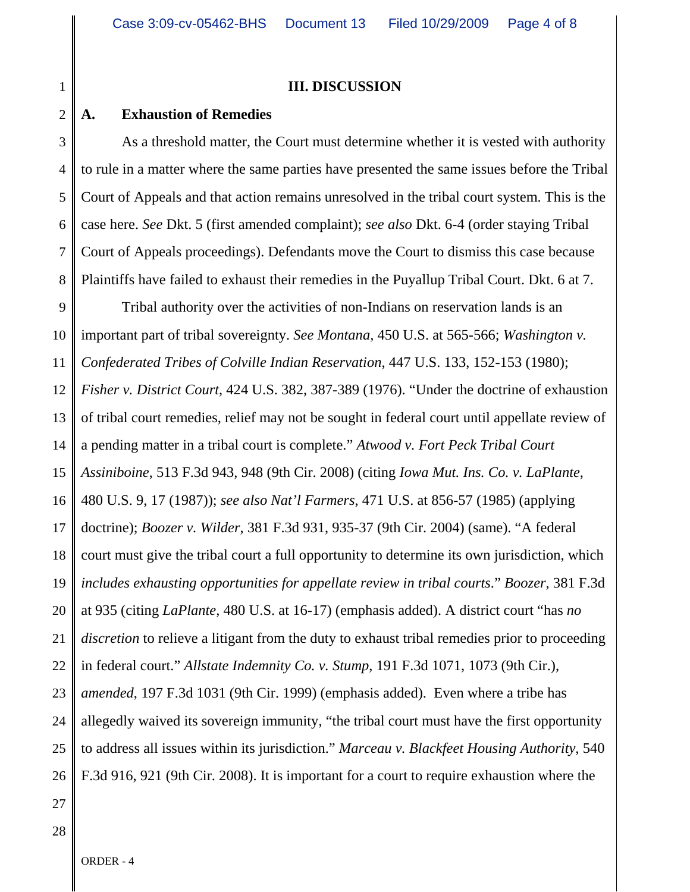## III. DISCUSSION

### A. Exhaustion of Remedies

As a threshold matter, the Court must determine whether it is vested with authority to rule in a matter where the same parties have presented the same issues before the Tribal Court of Appeals and that action remains unresolved in the tribal court system. This is the case here. *See* Dkt. 5 (first amended complaint); *see also* Dkt. 6-4 (order staying Tribal Court of Appeals proceedings). Defendants move the Court to dismiss this case because Plaintiffs have failed to exhaust their remedies in the Puyallup Tribal Court. Dkt. 6 at 7.

Tribal authority over the activities of non-Indians on reservation lands is an important part of tribal sovereignty. *See Montana*, 450 U.S. at 565-566; *Washington v. Confederated Tribes of Colville Indian Reservation*, 447 U.S. 133, 152-153 (1980); *Fisher v. District Court*, 424 U.S. 382, 387-389 (1976). "Under the doctrine of exhaustion of tribal court remedies, relief may not be sought in federal court until appellate review of a pending matter in a tribal court is complete." *Atwood v. Fort Peck Tribal Court Assiniboine*, 513 F.3d 943, 948 (9th Cir. 2008) (citing *Iowa Mut. Ins. Co. v. LaPlante*, 480 U.S. 9, 17 (1987)); *see also Nat'l Farmers*, 471 U.S. at 856-57 (1985) (applying doctrine); *Boozer v. Wilder*, 381 F.3d 931, 935-37 (9th Cir. 2004) (same). "A federal court must give the tribal court a full opportunity to determine its own jurisdiction, which *includes exhausting opportunities for appellate review in tribal courts*." *Boozer*, 381 F.3d at 935 (citing *LaPlante*, 480 U.S. at 16-17) (emphasis added). A district court "has *no discretion* to relieve a litigant from the duty to exhaust tribal remedies prior to proceeding in federal court." *Allstate Indemnity Co. v. Stump*, 191 F.3d 1071, 1073 (9th Cir.), *amended*, 197 F.3d 1031 (9th Cir. 1999) (emphasis added). Even where a tribe has allegedly waived its sovereign immunity, "the tribal court must have the first opportunity to address all issues within its jurisdiction." *Marceau v. Blackfeet Housing Authority*, 540 F.3d 916, 921 (9th Cir. 2008). It is important for a court to require exhaustion where the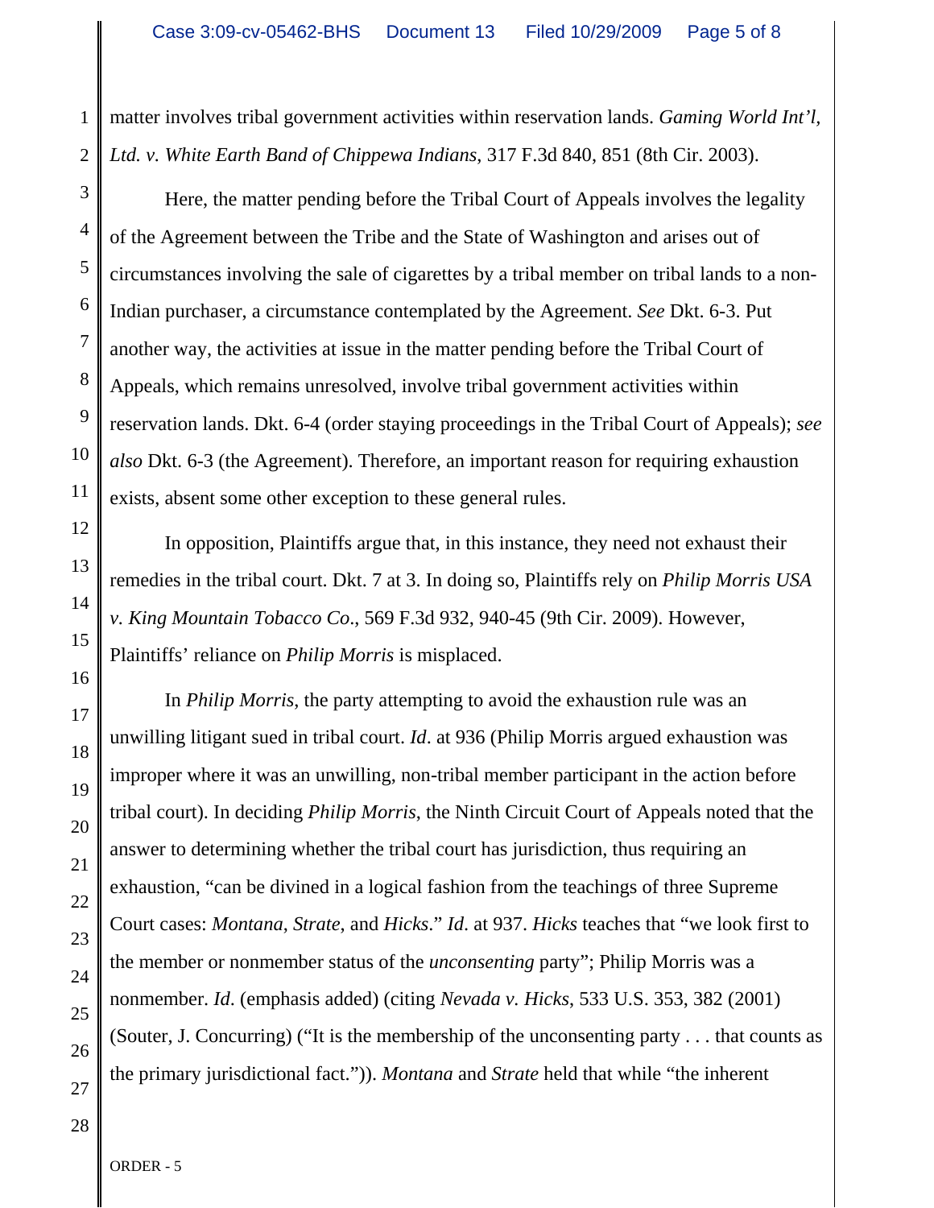matter involves tribal government activities within reservation lands. *Gaming World Int'l, Ltd. v. White Earth Band of Chippewa Indians*, 317 F.3d 840, 851 (8th Cir. 2003).

Here, the matter pending before the Tribal Court of Appeals involves the legality of the Agreement between the Tribe and the State of Washington and arises out of circumstances involving the sale of cigarettes by a tribal member on tribal lands to a non-Indian purchaser, a circumstance contemplated by the Agreement. *See* Dkt. 6-3. Put another way, the activities at issue in the matter pending before the Tribal Court of Appeals, which remains unresolved, involve tribal government activities within reservation lands. Dkt. 6-4 (order staying proceedings in the Tribal Court of Appeals); *see also* Dkt. 6-3 (the Agreement). Therefore, an important reason for requiring exhaustion exists, absent some other exception to these general rules.

In opposition, Plaintiffs argue that, in this instance, they need not exhaust their remedies in the tribal court. Dkt. 7 at 3. In doing so, Plaintiffs rely on *Philip Morris USA v. King Mountain Tobacco Co*., 569 F.3d 932, 940-45 (9th Cir. 2009). However, Plaintiffs' reliance on *Philip Morris* is misplaced.

In *Philip Morris*, the party attempting to avoid the exhaustion rule was an unwilling litigant sued in tribal court. *Id*. at 936 (Philip Morris argued exhaustion was improper where it was an unwilling, non-tribal member participant in the action before tribal court). In deciding *Philip Morris*, the Ninth Circuit Court of Appeals noted that the answer to determining whether the tribal court has jurisdiction, thus requiring an exhaustion, "can be divined in a logical fashion from the teachings of three Supreme Court cases: *Montana*, *Strate*, and *Hicks*." *Id*. at 937. *Hicks* teaches that "we look first to the member or nonmember status of the *unconsenting* party"; Philip Morris was a nonmember. *Id*. (emphasis added) (citing *Nevada v. Hicks*, 533 U.S. 353, 382 (2001) (Souter, J. Concurring) ("It is the membership of the unconsenting party . . . that counts as the primary jurisdictional fact.")). *Montana* and *Strate* held that while "the inherent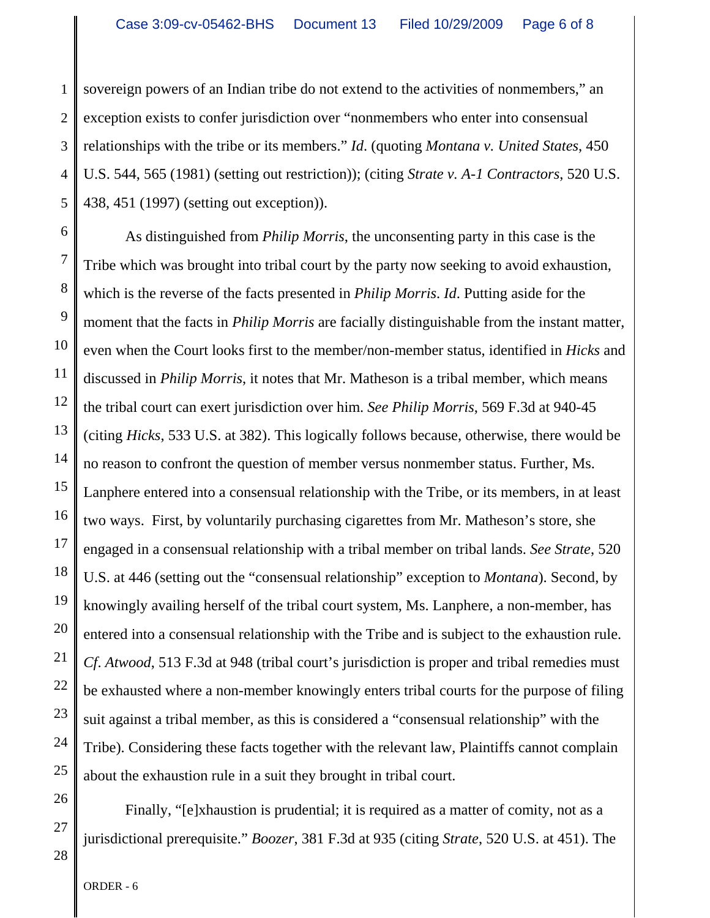sovereign powers of an Indian tribe do not extend to the activities of nonmembers," an exception exists to confer jurisdiction over "nonmembers who enter into consensual relationships with the tribe or its members." *Id*. (quoting *Montana v. United States*, 450 U.S. 544, 565 (1981) (setting out restriction)); (citing *Strate v. A-1 Contractors*, 520 U.S. 438, 451 (1997) (setting out exception)).

As distinguished from *Philip Morris*, the unconsenting party in this case is the Tribe which was brought into tribal court by the party now seeking to avoid exhaustion, which is the reverse of the facts presented in *Philip Morris*. *Id*. Putting aside for the moment that the facts in *Philip Morris* are facially distinguishable from the instant matter, even when the Court looks first to the member/non-member status, identified in *Hicks* and discussed in *Philip Morris*, it notes that Mr. Matheson is a tribal member, which means the tribal court can exert jurisdiction over him. *See Philip Morris*, 569 F.3d at 940-45 (citing *Hicks*, 533 U.S. at 382). This logically follows because, otherwise, there would be no reason to confront the question of member versus nonmember status. Further, Ms. Lanphere entered into a consensual relationship with the Tribe, or its members, in at least two ways. First, by voluntarily purchasing cigarettes from Mr. Matheson's store, she engaged in a consensual relationship with a tribal member on tribal lands. *See Strate*, 520 U.S. at 446 (setting out the "consensual relationship" exception to *Montana*). Second, by knowingly availing herself of the tribal court system, Ms. Lanphere, a non-member, has entered into a consensual relationship with the Tribe and is subject to the exhaustion rule. *Cf*. *Atwood*, 513 F.3d at 948 (tribal court's jurisdiction is proper and tribal remedies must be exhausted where a non-member knowingly enters tribal courts for the purpose of filing suit against a tribal member, as this is considered a "consensual relationship" with the Tribe). Considering these facts together with the relevant law, Plaintiffs cannot complain about the exhaustion rule in a suit they brought in tribal court.

Finally, "[e]xhaustion is prudential; it is required as a matter of comity, not as a jurisdictional prerequisite." *Boozer*, 381 F.3d at 935 (citing *Strate*, 520 U.S. at 451). The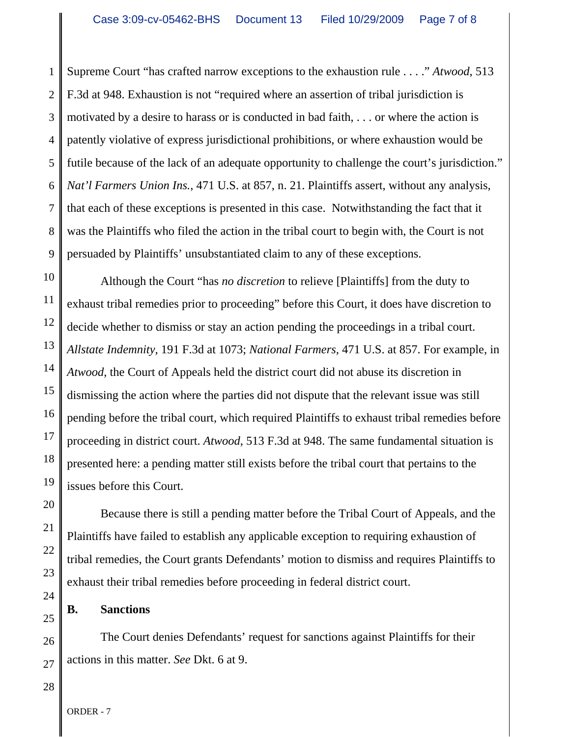Supreme Court "has crafted narrow exceptions to the exhaustion rule . . . ." *Atwood*, 513 F.3d at 948. Exhaustion is not "required where an assertion of tribal jurisdiction is motivated by a desire to harass or is conducted in bad faith, . . . or where the action is patently violative of express jurisdictional prohibitions, or where exhaustion would be futile because of the lack of an adequate opportunity to challenge the court's jurisdiction." *Nat'l Farmers Union Ins.*, 471 U.S. at 857, n. 21. Plaintiffs assert, without any analysis, that each of these exceptions is presented in this case. Notwithstanding the fact that it was the Plaintiffs who filed the action in the tribal court to begin with, the Court is not persuaded by Plaintiffs' unsubstantiated claim to any of these exceptions.

Although the Court "has *no discretion* to relieve [Plaintiffs] from the duty to exhaust tribal remedies prior to proceeding" before this Court, it does have discretion to decide whether to dismiss or stay an action pending the proceedings in a tribal court. *Allstate Indemnity*, 191 F.3d at 1073; *National Farmers*, 471 U.S. at 857. For example, in *Atwood*, the Court of Appeals held the district court did not abuse its discretion in dismissing the action where the parties did not dispute that the relevant issue was still pending before the tribal court, which required Plaintiffs to exhaust tribal remedies before proceeding in district court. *Atwood*, 513 F.3d at 948. The same fundamental situation is presented here: a pending matter still exists before the tribal court that pertains to the issues before this Court.

Because there is still a pending matter before the Tribal Court of Appeals, and the Plaintiffs have failed to establish any applicable exception to requiring exhaustion of tribal remedies, the Court grants Defendants' motion to dismiss and requires Plaintiffs to exhaust their tribal remedies before proceeding in federal district court.

**B. Sanctions**

The Court denies Defendants' request for sanctions against Plaintiffs for their actions in this matter. *See* Dkt. 6 at 9.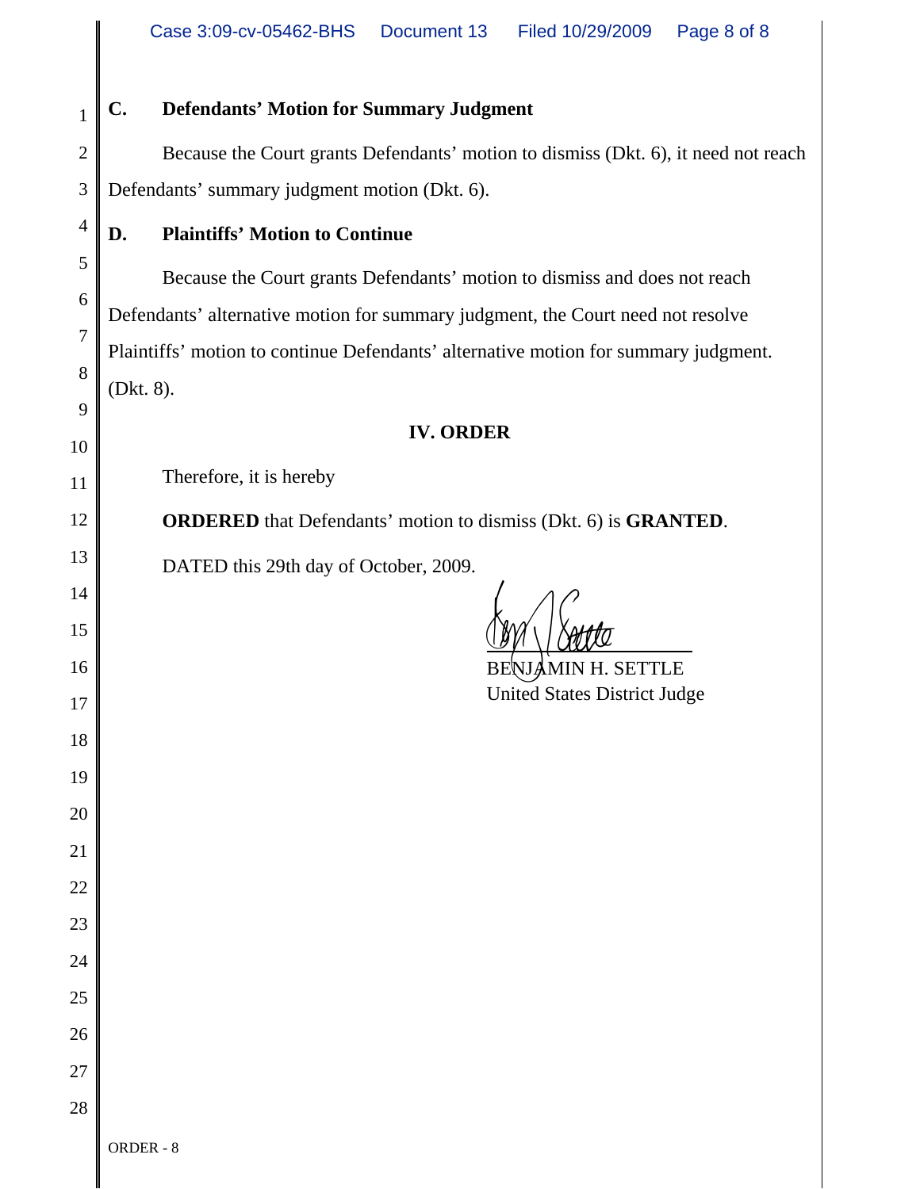### C. Defendants' Motion for Summary Judgment

Because the Court grants Defendants' motion to dismiss (Dkt. 6), it need not reach Defendants' summary judgment motion (Dkt. 6).

### D. Plaintiffs' Motion to Continue

Because the Court grants Defendants' motion to dismiss and does not reach Defendants' alternative motion for summary judgment, the Court need not resolve Plaintiffs' motion to continue Defendants' alternative motion for summary judgment. (Dkt. 8).

## IV. ORDER

Therefore, it is hereby

**ORDERED** that Defendants' motion to dismiss (Dkt. 6) is **GRANTED**.

DATED this 29th day of October, 2009.

BENJAMIN H. SETTLE
United States District Judge